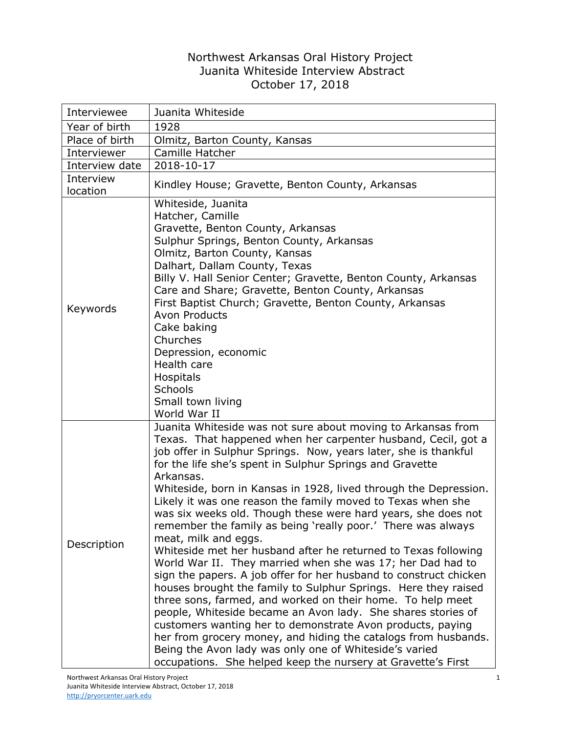# Northwest Arkansas Oral History Project
## Juanita Whiteside Interview Abstract
### October 17, 2018

| | |
|---|---|
| Interviewee | Juanita Whiteside |
| Year of birth | 1928 |
| Place of birth | Olmitz, Barton County, Kansas |
| Interviewer | Camille Hatcher |
| Interview date | 2018-10-17 |
| Interview location | Kindley House; Gravette, Benton County, Arkansas |
| Keywords | Whiteside, Juanita<br>Hatcher, Camille<br>Gravette, Benton County, Arkansas<br>Sulphur Springs, Benton County, Arkansas<br>Olmitz, Barton County, Kansas<br>Dalhart, Dallam County, Texas<br>Billy V. Hall Senior Center; Gravette, Benton County, Arkansas<br>Care and Share; Gravette, Benton County, Arkansas<br>First Baptist Church; Gravette, Benton County, Arkansas<br>Avon Products<br>Cake baking<br>Churches<br>Depression, economic<br>Health care<br>Hospitals<br>Schools<br>Small town living<br>World War II |
| Description | Juanita Whiteside was not sure about moving to Arkansas from Texas. That happened when her carpenter husband, Cecil, got a job offer in Sulphur Springs. Now, years later, she is thankful for the life she's spent in Sulphur Springs and Gravette Arkansas.<br>Whiteside, born in Kansas in 1928, lived through the Depression. Likely it was one reason the family moved to Texas when she was six weeks old. Though these were hard years, she does not remember the family as being 'really poor.' There was always meat, milk and eggs.<br>Whiteside met her husband after he returned to Texas following World War II. They married when she was 17; her Dad had to sign the papers. A job offer for her husband to construct chicken houses brought the family to Sulphur Springs. Here they raised three sons, farmed, and worked on their home. To help meet people, Whiteside became an Avon lady. She shares stories of customers wanting her to demonstrate Avon products, paying her from grocery money, and hiding the catalogs from husbands. Being the Avon lady was only one of Whiteside's varied occupations. She helped keep the nursery at Gravette's First |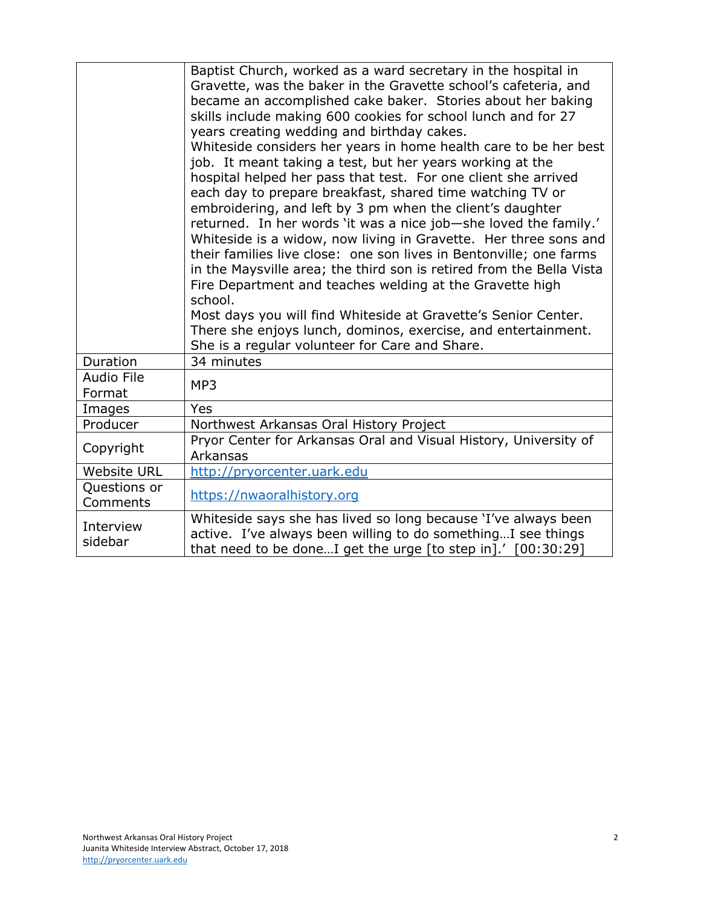| | |
|---|---|
| | Baptist Church, worked as a ward secretary in the hospital in Gravette, was the baker in the Gravette school's cafeteria, and became an accomplished cake baker. Stories about her baking skills include making 600 cookies for school lunch and for 27 years creating wedding and birthday cakes.<br>Whiteside considers her years in home health care to be her best job. It meant taking a test, but her years working at the hospital helped her pass that test. For one client she arrived each day to prepare breakfast, shared time watching TV or embroidering, and left by 3 pm when the client's daughter returned. In her words 'it was a nice job—she loved the family.'<br>Whiteside is a widow, now living in Gravette. Her three sons and their families live close: one son lives in Bentonville; one farms in the Maysville area; the third son is retired from the Bella Vista Fire Department and teaches welding at the Gravette high school.<br>Most days you will find Whiteside at Gravette's Senior Center. There she enjoys lunch, dominos, exercise, and entertainment. She is a regular volunteer for Care and Share. |
| Duration | 34 minutes |
| Audio File Format | MP3 |
| Images | Yes |
| Producer | Northwest Arkansas Oral History Project |
| Copyright | Pryor Center for Arkansas Oral and Visual History, University of Arkansas |
| Website URL | http://pryorcenter.uark.edu |
| Questions or Comments | https://nwaoralhistory.org |
| Interview sidebar | Whiteside says she has lived so long because 'I've always been active. I've always been willing to do something…I see things that need to be done…I get the urge [to step in].' [00:30:29] |